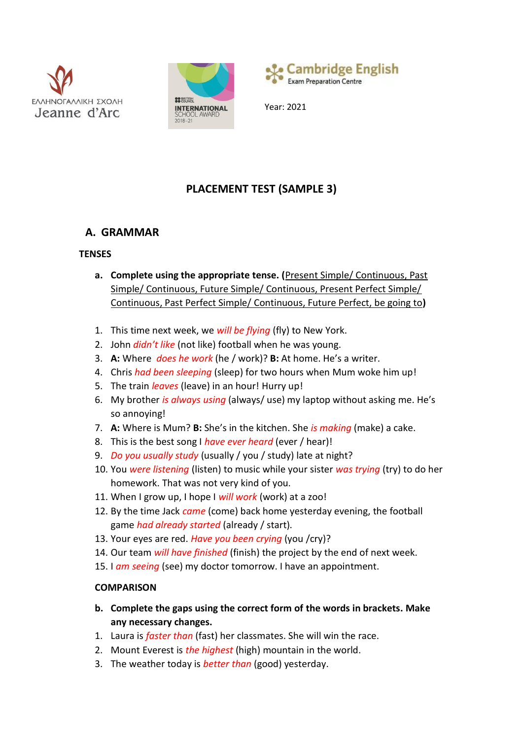ΕΛΛΗΝΟΓΑΛΛΙΚΗ ΣΧΟΛΗ
Jeanne d'Arc

BRITISH COUNCIL
INTERNATIONAL SCHOOL AWARD
2018-21

Cambridge English
Exam Preparation Centre

Year: 2021

# PLACEMENT TEST (SAMPLE 3)

## A. GRAMMAR

### TENSES

**a. Complete using the appropriate tense. (Present Simple/ Continuous, Past Simple/ Continuous, Future Simple/ Continuous, Present Perfect Simple/ Continuous, Past Perfect Simple/ Continuous, Future Perfect, be going to)**

1. This time next week, we *will be flying* (fly) to New York.
2. John *didn't like* (not like) football when he was young.
3. **A:** Where *does he work* (he / work)? **B:** At home. He's a writer.
4. Chris *had been sleeping* (sleep) for two hours when Mum woke him up!
5. The train *leaves* (leave) in an hour! Hurry up!
6. My brother *is always using* (always/ use) my laptop without asking me. He's so annoying!
7. **A:** Where is Mum? **B:** She's in the kitchen. She *is making* (make) a cake.
8. This is the best song I *have ever heard* (ever / hear)!
9. *Do you usually study* (usually / you / study) late at night?
10. You *were listening* (listen) to music while your sister *was trying* (try) to do her homework. That was not very kind of you.
11. When I grow up, I hope I *will work* (work) at a zoo!
12. By the time Jack *came* (come) back home yesterday evening, the football game *had already started* (already / start).
13. Your eyes are red. *Have you been crying* (you /cry)?
14. Our team *will have finished* (finish) the project by the end of next week.
15. I *am seeing* (see) my doctor tomorrow. I have an appointment.

### COMPARISON

**b. Complete the gaps using the correct form of the words in brackets. Make any necessary changes.**

1. Laura is *faster than* (fast) her classmates. She will win the race.
2. Mount Everest is *the highest* (high) mountain in the world.
3. The weather today is *better than* (good) yesterday.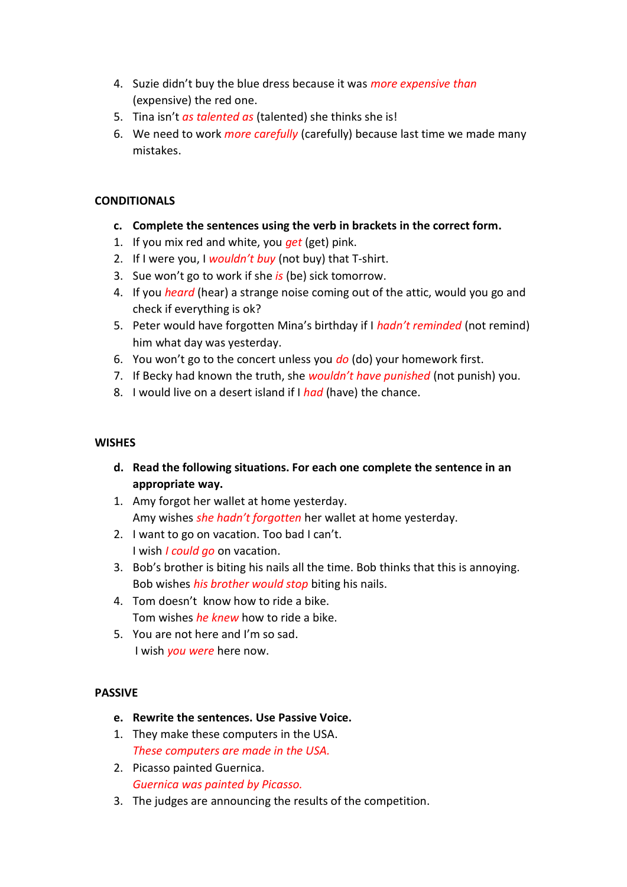4. Suzie didn't buy the blue dress because it was *more expensive than* (expensive) the red one.
5. Tina isn't *as talented as* (talented) she thinks she is!
6. We need to work *more carefully* (carefully) because last time we made many mistakes.

**CONDITIONALS**

**c. Complete the sentences using the verb in brackets in the correct form.**

1. If you mix red and white, you *get* (get) pink.
2. If I were you, I *wouldn't buy* (not buy) that T-shirt.
3. Sue won't go to work if she *is* (be) sick tomorrow.
4. If you *heard* (hear) a strange noise coming out of the attic, would you go and check if everything is ok?
5. Peter would have forgotten Mina's birthday if I *hadn't reminded* (not remind) him what day was yesterday.
6. You won't go to the concert unless you *do* (do) your homework first.
7. If Becky had known the truth, she *wouldn't have punished* (not punish) you.
8. I would live on a desert island if I *had* (have) the chance.

**WISHES**

**d. Read the following situations. For each one complete the sentence in an appropriate way.**

1. Amy forgot her wallet at home yesterday.
   Amy wishes *she hadn't forgotten* her wallet at home yesterday.
2. I want to go on vacation. Too bad I can't.
   I wish *I could go* on vacation.
3. Bob's brother is biting his nails all the time. Bob thinks that this is annoying.
   Bob wishes *his brother would stop* biting his nails.
4. Tom doesn't know how to ride a bike.
   Tom wishes *he knew* how to ride a bike.
5. You are not here and I'm so sad.
   I wish *you were* here now.

**PASSIVE**

**e. Rewrite the sentences. Use Passive Voice.**

1. They make these computers in the USA.
   *These computers are made in the USA.*
2. Picasso painted Guernica.
   *Guernica was painted by Picasso.*
3. The judges are announcing the results of the competition.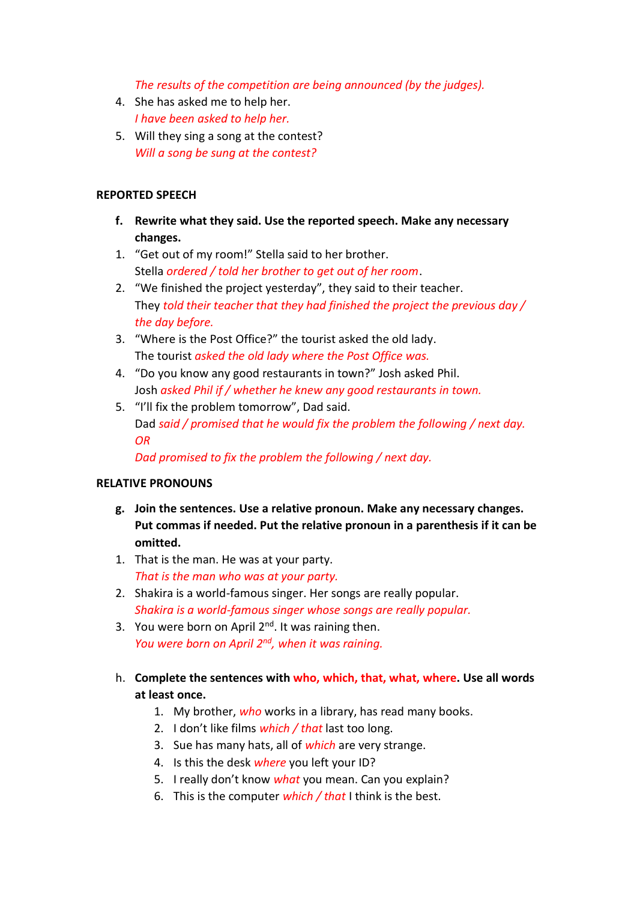*The results of the competition are being announced (by the judges).*

4. She has asked me to help her.
   *I have been asked to help her.*
5. Will they sing a song at the contest?
   *Will a song be sung at the contest?*

**REPORTED SPEECH**

**f. Rewrite what they said. Use the reported speech. Make any necessary changes.**

1. “Get out of my room!” Stella said to her brother.
   Stella *ordered / told her brother to get out of her room*.
2. “We finished the project yesterday”, they said to their teacher.
   They *told their teacher that they had finished the project the previous day / the day before.*
3. “Where is the Post Office?” the tourist asked the old lady.
   The tourist *asked the old lady where the Post Office was.*
4. “Do you know any good restaurants in town?” Josh asked Phil.
   Josh *asked Phil if / whether he knew any good restaurants in town.*
5. “I’ll fix the problem tomorrow”, Dad said.
   Dad *said / promised that he would fix the problem the following / next day.*
   *OR*
   *Dad promised to fix the problem the following / next day.*

**RELATIVE PRONOUNS**

**g. Join the sentences. Use a relative pronoun. Make any necessary changes. Put commas if needed. Put the relative pronoun in a parenthesis if it can be omitted.**

1. That is the man. He was at your party.
   *That is the man who was at your party.*
2. Shakira is a world-famous singer. Her songs are really popular.
   *Shakira is a world-famous singer whose songs are really popular.*
3. You were born on April 2nd. It was raining then.
   *You were born on April 2nd, when it was raining.*

h. **Complete the sentences with who, which, that, what, where. Use all words at least once.**

1. My brother, *who* works in a library, has read many books.
2. I don’t like films *which / that* last too long.
3. Sue has many hats, all of *which* are very strange.
4. Is this the desk *where* you left your ID?
5. I really don’t know *what* you mean. Can you explain?
6. This is the computer *which / that* I think is the best.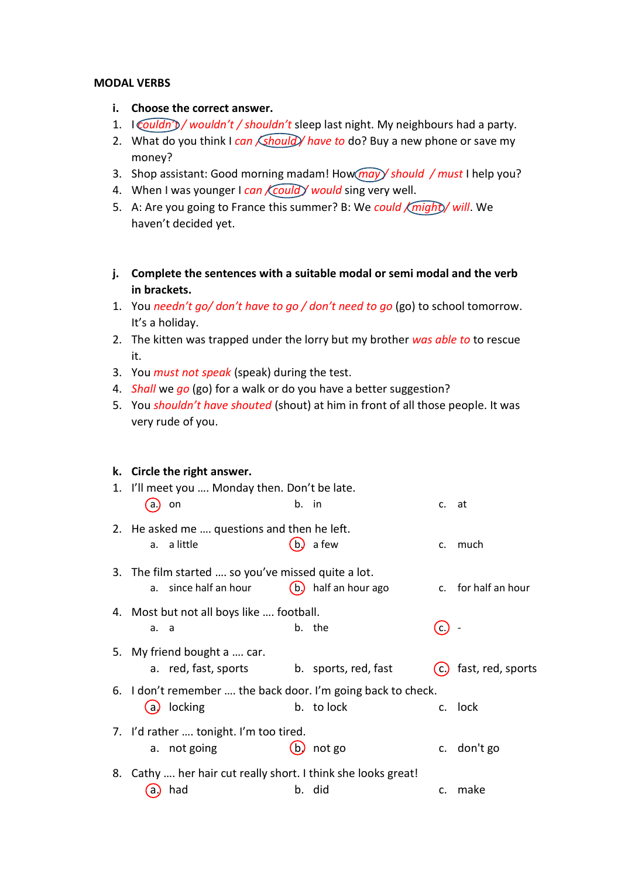**MODAL VERBS**

**i. Choose the correct answer.**

1. I *couldn't* / *wouldn't* / *shouldn't* sleep last night. My neighbours had a party.
2. What do you think I *can* / *should* / *have to* do? Buy a new phone or save my money?
3. Shop assistant: Good morning madam! How *may* / *should* / *must* I help you?
4. When I was younger I *can* / *could* / *would* sing very well.
5. A: Are you going to France this summer? B: We *could* / *might* / *will*. We haven't decided yet.

**j. Complete the sentences with a suitable modal or semi modal and the verb in brackets.**

1. You *needn't go/ don't have to go / don't need to go* (go) to school tomorrow. It's a holiday.
2. The kitten was trapped under the lorry but my brother *was able to* to rescue it.
3. You *must not speak* (speak) during the test.
4. *Shall* we *go* (go) for a walk or do you have a better suggestion?
5. You *shouldn't have shouted* (shout) at him in front of all those people. It was very rude of you.

**k. Circle the right answer.**

1. I'll meet you …. Monday then. Don't be late.
   a. on b. in c. at
2. He asked me …. questions and then he left.
   a. a little b. a few c. much
3. The film started …. so you've missed quite a lot.
   a. since half an hour b. half an hour ago c. for half an hour
4. Most but not all boys like …. football.
   a. a b. the c. -
5. My friend bought a …. car.
   a. red, fast, sports b. sports, red, fast c. fast, red, sports
6. I don't remember …. the back door. I'm going back to check.
   a. locking b. to lock c. lock
7. I'd rather …. tonight. I'm too tired.
   a. not going b. not go c. don't go
8. Cathy …. her hair cut really short. I think she looks great!
   a. had b. did c. make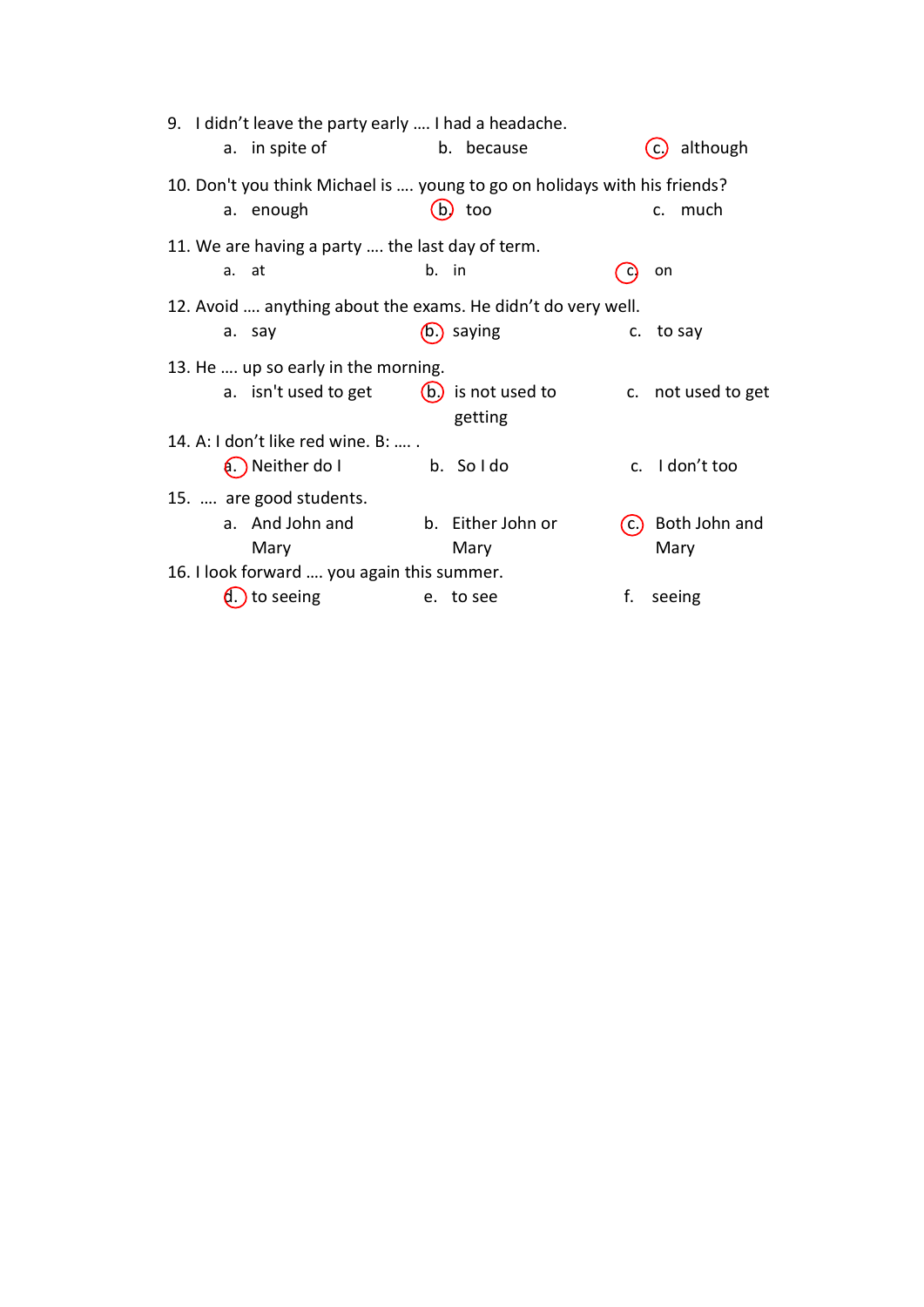9. I didn't leave the party early …. I had a headache.
   a. in spite of   b. because   c. although

10. Don't you think Michael is …. young to go on holidays with his friends?
   a. enough   b. too   c. much

11. We are having a party …. the last day of term.
   a. at   b. in   c. on

12. Avoid …. anything about the exams. He didn't do very well.
   a. say   b. saying   c. to say

13. He …. up so early in the morning.
   a. isn't used to get   b. is not used to getting   c. not used to get

14. A: I don't like red wine. B: …. .
   a. Neither do I   b. So I do   c. I don't too

15. …. are good students.
   a. And John and Mary   b. Either John or Mary   c. Both John and Mary

16. I look forward …. you again this summer.
   d. to seeing   e. to see   f. seeing